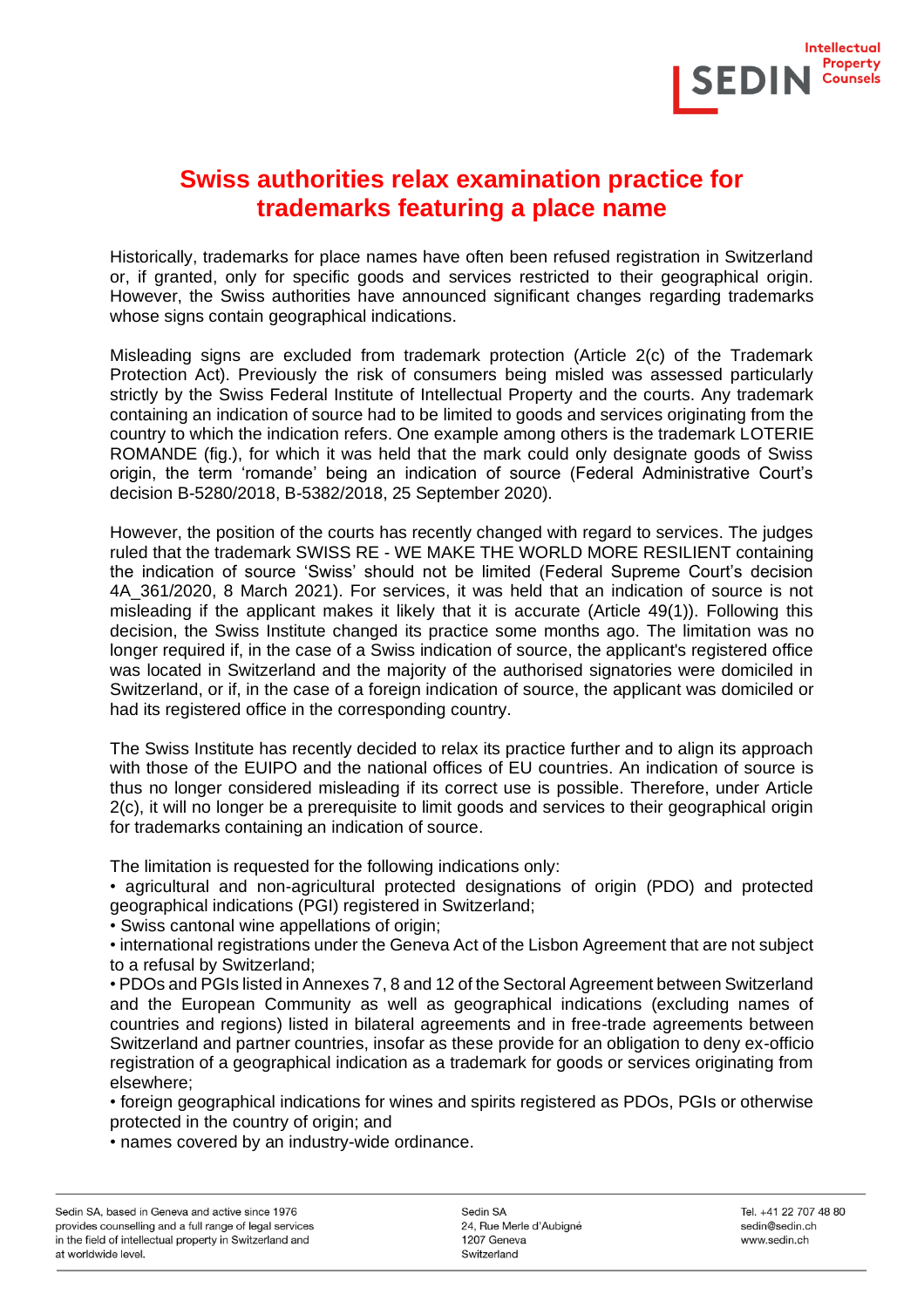# Swiss authorities relax examination practice for trademarks featuring a place name

Historically, trademarks for place names have often been refused registration in Switzerland or, if granted, only for specific goods and services restricted to their geographical origin. However, the Swiss authorities have announced significant changes regarding trademarks whose signs contain geographical indications.

Misleading signs are excluded from trademark protection (Article 2(c) of the Trademark Protection Act). Previously the risk of consumers being misled was assessed particularly strictly by the Swiss Federal Institute of Intellectual Property and the courts. Any trademark containing an indication of source had to be limited to goods and services originating from the country to which the indication refers. One example among others is the trademark LOTERIE ROMANDE (fig.), for which it was held that the mark could only designate goods of Swiss origin, the term 'romande' being an indication of source (Federal Administrative Court's decision B-5280/2018, B-5382/2018, 25 September 2020).

However, the position of the courts has recently changed with regard to services. The judges ruled that the trademark SWISS RE - WE MAKE THE WORLD MORE RESILIENT containing the indication of source 'Swiss' should not be limited (Federal Supreme Court's decision 4A_361/2020, 8 March 2021). For services, it was held that an indication of source is not misleading if the applicant makes it likely that it is accurate (Article 49(1)). Following this decision, the Swiss Institute changed its practice some months ago. The limitation was no longer required if, in the case of a Swiss indication of source, the applicant's registered office was located in Switzerland and the majority of the authorised signatories were domiciled in Switzerland, or if, in the case of a foreign indication of source, the applicant was domiciled or had its registered office in the corresponding country.

The Swiss Institute has recently decided to relax its practice further and to align its approach with those of the EUIPO and the national offices of EU countries. An indication of source is thus no longer considered misleading if its correct use is possible. Therefore, under Article 2(c), it will no longer be a prerequisite to limit goods and services to their geographical origin for trademarks containing an indication of source.

The limitation is requested for the following indications only:

- agricultural and non-agricultural protected designations of origin (PDO) and protected geographical indications (PGI) registered in Switzerland;
- Swiss cantonal wine appellations of origin;
- international registrations under the Geneva Act of the Lisbon Agreement that are not subject to a refusal by Switzerland;
- PDOs and PGIs listed in Annexes 7, 8 and 12 of the Sectoral Agreement between Switzerland and the European Community as well as geographical indications (excluding names of countries and regions) listed in bilateral agreements and in free-trade agreements between Switzerland and partner countries, insofar as these provide for an obligation to deny ex-officio registration of a geographical indication as a trademark for goods or services originating from elsewhere;
- foreign geographical indications for wines and spirits registered as PDOs, PGIs or otherwise protected in the country of origin; and
- names covered by an industry-wide ordinance.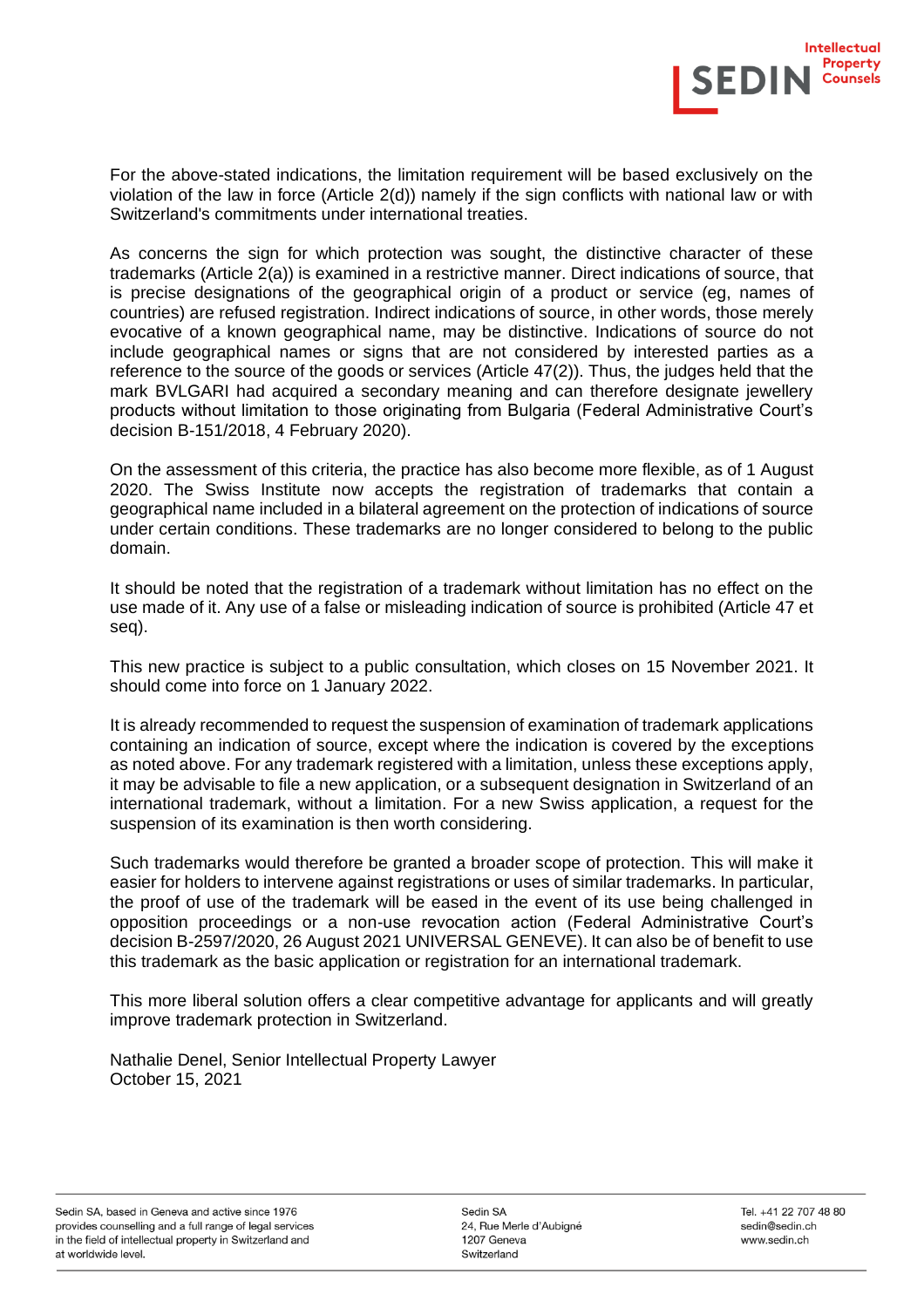For the above-stated indications, the limitation requirement will be based exclusively on the violation of the law in force (Article 2(d)) namely if the sign conflicts with national law or with Switzerland's commitments under international treaties.

As concerns the sign for which protection was sought, the distinctive character of these trademarks (Article 2(a)) is examined in a restrictive manner. Direct indications of source, that is precise designations of the geographical origin of a product or service (eg, names of countries) are refused registration. Indirect indications of source, in other words, those merely evocative of a known geographical name, may be distinctive. Indications of source do not include geographical names or signs that are not considered by interested parties as a reference to the source of the goods or services (Article 47(2)). Thus, the judges held that the mark BVLGARI had acquired a secondary meaning and can therefore designate jewellery products without limitation to those originating from Bulgaria (Federal Administrative Court's decision B-151/2018, 4 February 2020).

On the assessment of this criteria, the practice has also become more flexible, as of 1 August 2020. The Swiss Institute now accepts the registration of trademarks that contain a geographical name included in a bilateral agreement on the protection of indications of source under certain conditions. These trademarks are no longer considered to belong to the public domain.

It should be noted that the registration of a trademark without limitation has no effect on the use made of it. Any use of a false or misleading indication of source is prohibited (Article 47 et seq).

This new practice is subject to a public consultation, which closes on 15 November 2021. It should come into force on 1 January 2022.

It is already recommended to request the suspension of examination of trademark applications containing an indication of source, except where the indication is covered by the exceptions as noted above. For any trademark registered with a limitation, unless these exceptions apply, it may be advisable to file a new application, or a subsequent designation in Switzerland of an international trademark, without a limitation. For a new Swiss application, a request for the suspension of its examination is then worth considering.

Such trademarks would therefore be granted a broader scope of protection. This will make it easier for holders to intervene against registrations or uses of similar trademarks. In particular, the proof of use of the trademark will be eased in the event of its use being challenged in opposition proceedings or a non-use revocation action (Federal Administrative Court's decision B-2597/2020, 26 August 2021 UNIVERSAL GENEVE). It can also be of benefit to use this trademark as the basic application or registration for an international trademark.

This more liberal solution offers a clear competitive advantage for applicants and will greatly improve trademark protection in Switzerland.

Nathalie Denel, Senior Intellectual Property Lawyer
October 15, 2021